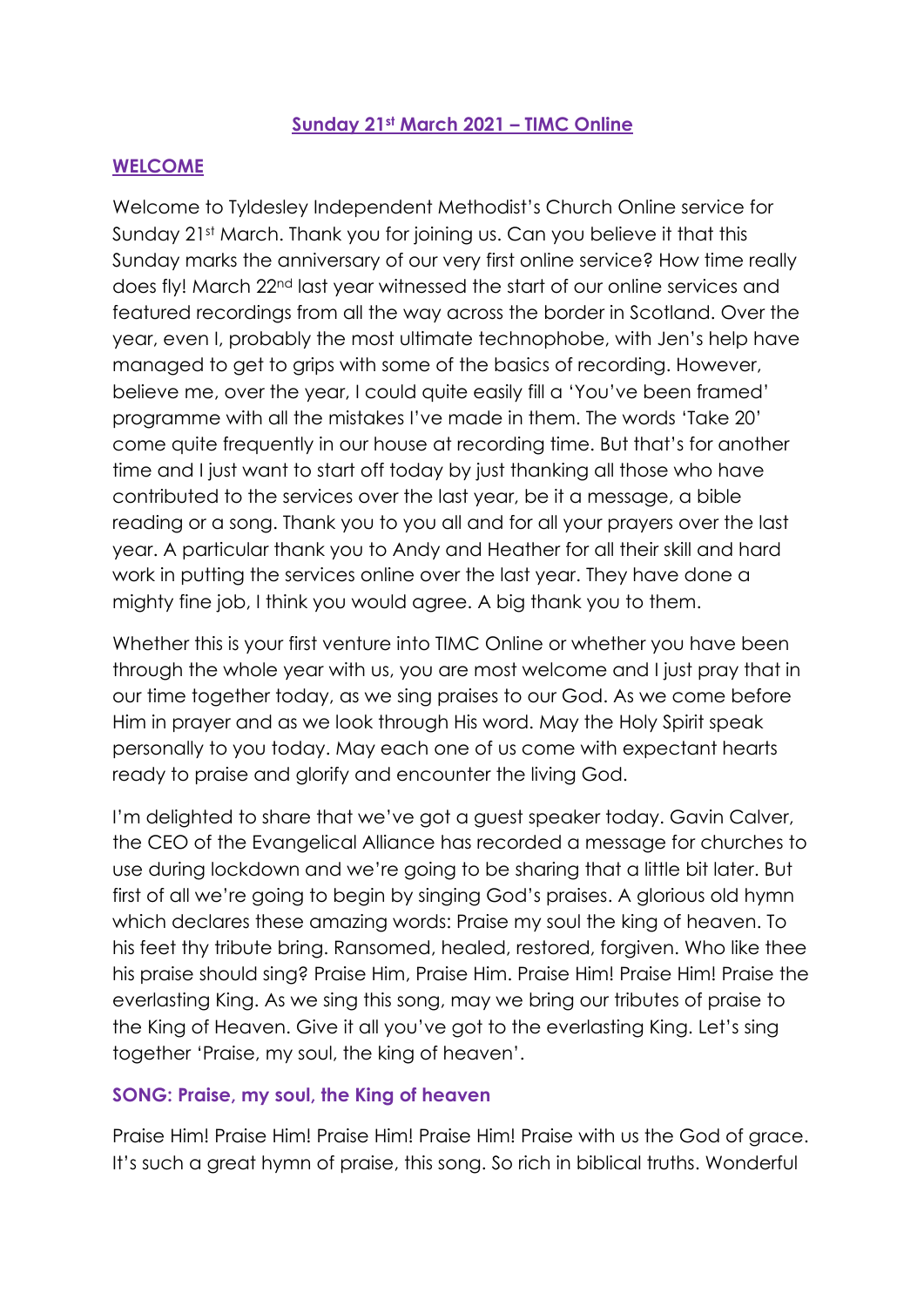## Sunday 21st March 2021 – TIMC Online

### WELCOME

Welcome to Tyldesley Independent Methodist's Church Online service for Sunday 21st March. Thank you for joining us. Can you believe it that this Sunday marks the anniversary of our very first online service? How time really does fly! March 22nd last year witnessed the start of our online services and featured recordings from all the way across the border in Scotland. Over the year, even I, probably the most ultimate technophobe, with Jen's help have managed to get to grips with some of the basics of recording. However, believe me, over the year, I could quite easily fill a 'You've been framed' programme with all the mistakes I've made in them. The words 'Take 20' come quite frequently in our house at recording time. But that's for another time and I just want to start off today by just thanking all those who have contributed to the services over the last year, be it a message, a bible reading or a song. Thank you to you all and for all your prayers over the last year. A particular thank you to Andy and Heather for all their skill and hard work in putting the services online over the last year. They have done a mighty fine job, I think you would agree. A big thank you to them.

Whether this is your first venture into TIMC Online or whether you have been through the whole year with us, you are most welcome and I just pray that in our time together today, as we sing praises to our God. As we come before Him in prayer and as we look through His word. May the Holy Spirit speak personally to you today. May each one of us come with expectant hearts ready to praise and glorify and encounter the living God.

I'm delighted to share that we've got a guest speaker today. Gavin Calver, the CEO of the Evangelical Alliance has recorded a message for churches to use during lockdown and we're going to be sharing that a little bit later. But first of all we're going to begin by singing God's praises. A glorious old hymn which declares these amazing words: Praise my soul the king of heaven. To his feet thy tribute bring. Ransomed, healed, restored, forgiven. Who like thee his praise should sing? Praise Him, Praise Him. Praise Him! Praise Him! Praise the everlasting King. As we sing this song, may we bring our tributes of praise to the King of Heaven. Give it all you've got to the everlasting King. Let's sing together 'Praise, my soul, the king of heaven'.

**SONG: Praise, my soul, the King of heaven**

Praise Him! Praise Him! Praise Him! Praise Him! Praise with us the God of grace. It's such a great hymn of praise, this song. So rich in biblical truths. Wonderful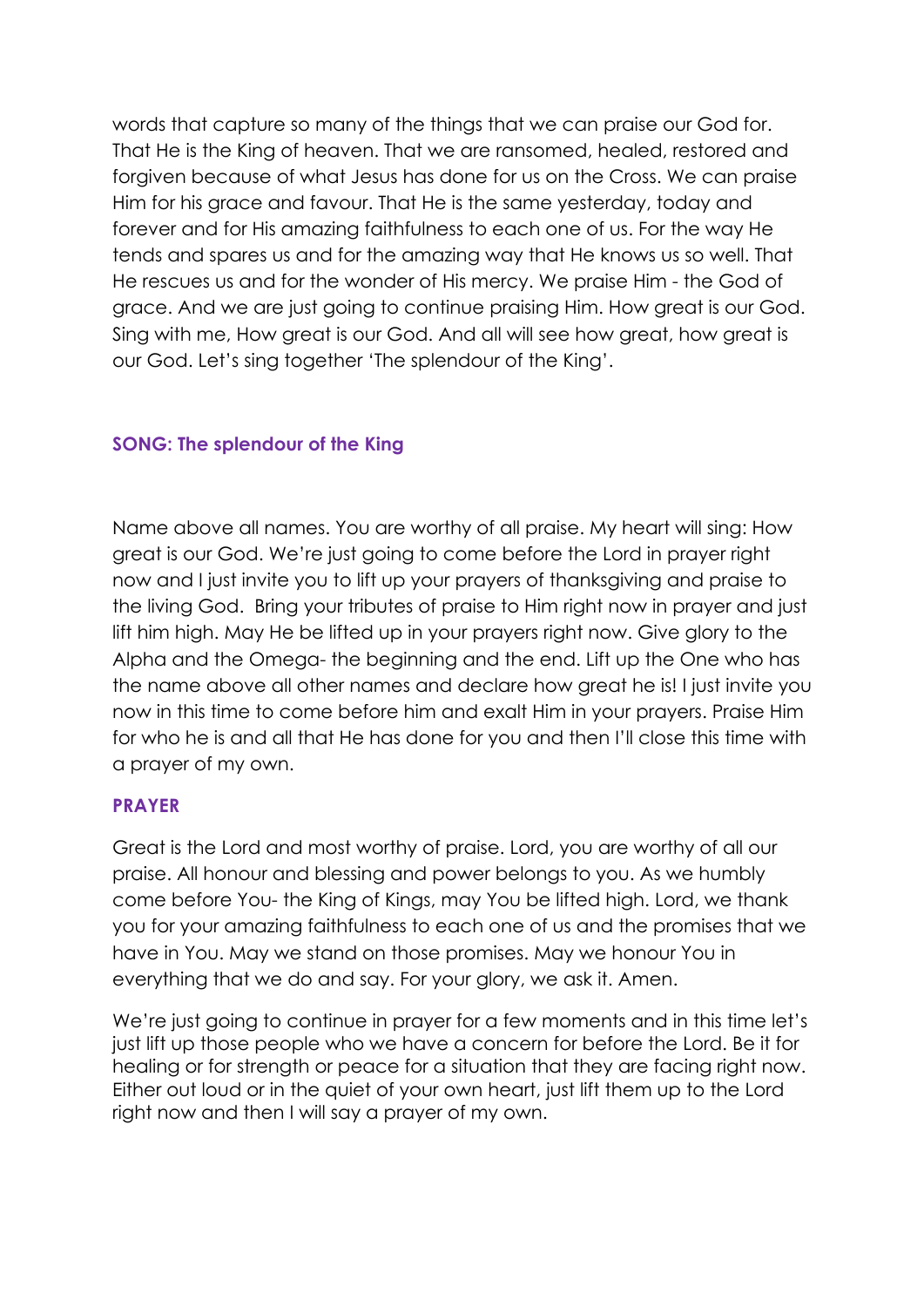words that capture so many of the things that we can praise our God for. That He is the King of heaven. That we are ransomed, healed, restored and forgiven because of what Jesus has done for us on the Cross. We can praise Him for his grace and favour. That He is the same yesterday, today and forever and for His amazing faithfulness to each one of us. For the way He tends and spares us and for the amazing way that He knows us so well. That He rescues us and for the wonder of His mercy. We praise Him - the God of grace. And we are just going to continue praising Him. How great is our God. Sing with me, How great is our God. And all will see how great, how great is our God. Let's sing together 'The splendour of the King'.

### SONG: The splendour of the King

Name above all names. You are worthy of all praise. My heart will sing: How great is our God. We're just going to come before the Lord in prayer right now and I just invite you to lift up your prayers of thanksgiving and praise to the living God. Bring your tributes of praise to Him right now in prayer and just lift him high. May He be lifted up in your prayers right now. Give glory to the Alpha and the Omega- the beginning and the end. Lift up the One who has the name above all other names and declare how great he is! I just invite you now in this time to come before him and exalt Him in your prayers. Praise Him for who he is and all that He has done for you and then I'll close this time with a prayer of my own.

### PRAYER

Great is the Lord and most worthy of praise. Lord, you are worthy of all our praise. All honour and blessing and power belongs to you. As we humbly come before You- the King of Kings, may You be lifted high. Lord, we thank you for your amazing faithfulness to each one of us and the promises that we have in You. May we stand on those promises. May we honour You in everything that we do and say. For your glory, we ask it. Amen.

We're just going to continue in prayer for a few moments and in this time let's just lift up those people who we have a concern for before the Lord. Be it for healing or for strength or peace for a situation that they are facing right now. Either out loud or in the quiet of your own heart, just lift them up to the Lord right now and then I will say a prayer of my own.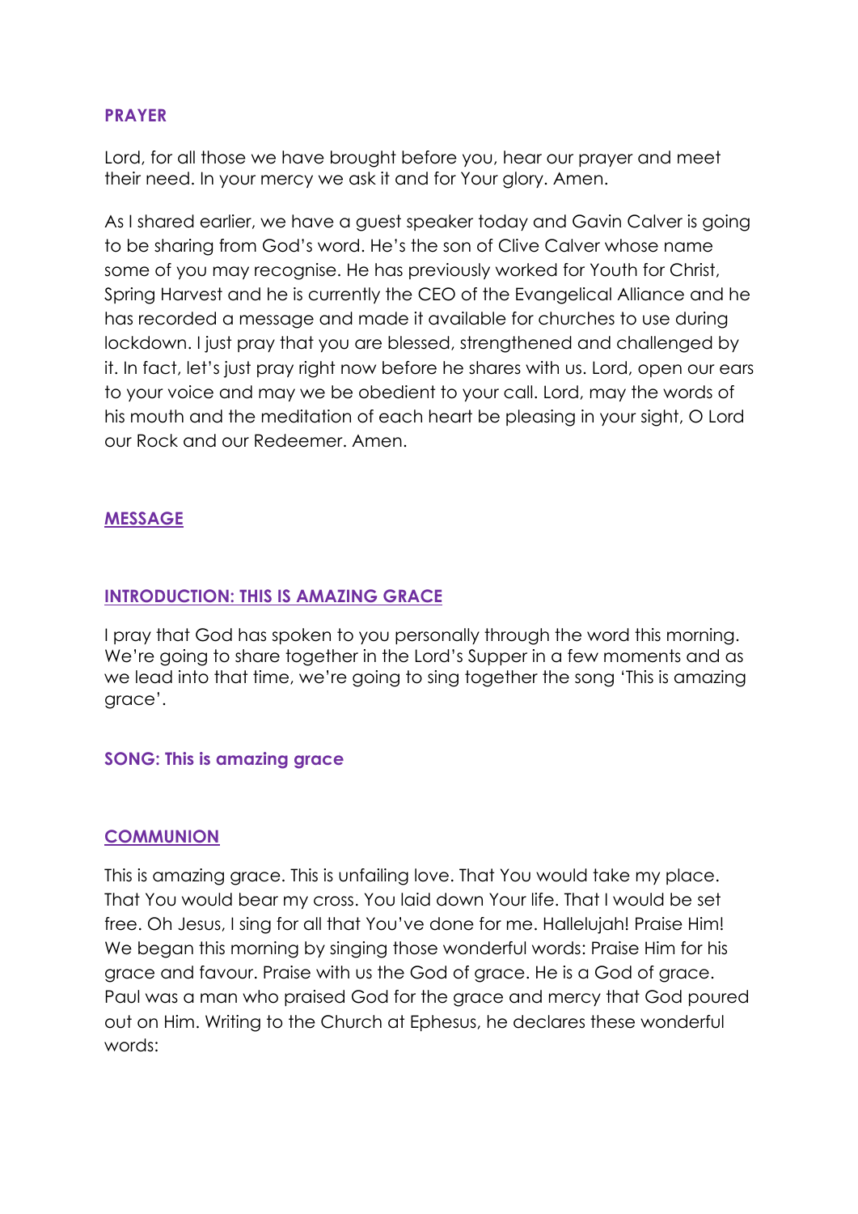**PRAYER**

Lord, for all those we have brought before you, hear our prayer and meet their need. In your mercy we ask it and for Your glory. Amen.

As I shared earlier, we have a guest speaker today and Gavin Calver is going to be sharing from God's word. He's the son of Clive Calver whose name some of you may recognise. He has previously worked for Youth for Christ, Spring Harvest and he is currently the CEO of the Evangelical Alliance and he has recorded a message and made it available for churches to use during lockdown. I just pray that you are blessed, strengthened and challenged by it. In fact, let's just pray right now before he shares with us. Lord, open our ears to your voice and may we be obedient to your call. Lord, may the words of his mouth and the meditation of each heart be pleasing in your sight, O Lord our Rock and our Redeemer. Amen.

## MESSAGE

## INTRODUCTION: THIS IS AMAZING GRACE

I pray that God has spoken to you personally through the word this morning. We're going to share together in the Lord's Supper in a few moments and as we lead into that time, we're going to sing together the song 'This is amazing grace'.

**SONG: This is amazing grace**

## COMMUNION

This is amazing grace. This is unfailing love. That You would take my place. That You would bear my cross. You laid down Your life. That I would be set free. Oh Jesus, I sing for all that You've done for me. Hallelujah! Praise Him! We began this morning by singing those wonderful words: Praise Him for his grace and favour. Praise with us the God of grace. He is a God of grace. Paul was a man who praised God for the grace and mercy that God poured out on Him. Writing to the Church at Ephesus, he declares these wonderful words: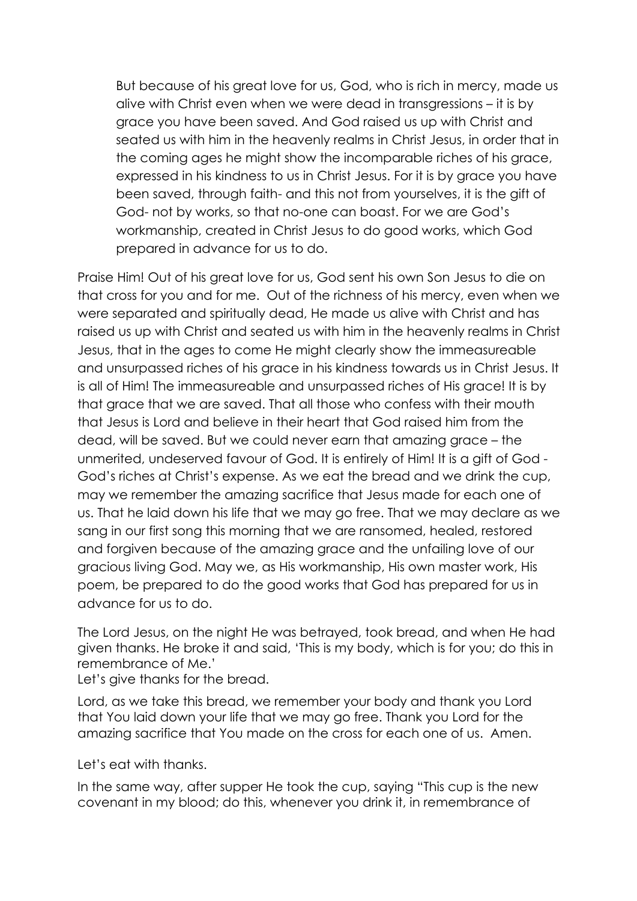> But because of his great love for us, God, who is rich in mercy, made us alive with Christ even when we were dead in transgressions – it is by grace you have been saved. And God raised us up with Christ and seated us with him in the heavenly realms in Christ Jesus, in order that in the coming ages he might show the incomparable riches of his grace, expressed in his kindness to us in Christ Jesus. For it is by grace you have been saved, through faith- and this not from yourselves, it is the gift of God- not by works, so that no-one can boast. For we are God's workmanship, created in Christ Jesus to do good works, which God prepared in advance for us to do.

Praise Him! Out of his great love for us, God sent his own Son Jesus to die on that cross for you and for me. Out of the richness of his mercy, even when we were separated and spiritually dead, He made us alive with Christ and has raised us up with Christ and seated us with him in the heavenly realms in Christ Jesus, that in the ages to come He might clearly show the immeasureable and unsurpassed riches of his grace in his kindness towards us in Christ Jesus. It is all of Him! The immeasureable and unsurpassed riches of His grace! It is by that grace that we are saved. That all those who confess with their mouth that Jesus is Lord and believe in their heart that God raised him from the dead, will be saved. But we could never earn that amazing grace – the unmerited, undeserved favour of God. It is entirely of Him! It is a gift of God - God's riches at Christ's expense. As we eat the bread and we drink the cup, may we remember the amazing sacrifice that Jesus made for each one of us. That he laid down his life that we may go free. That we may declare as we sang in our first song this morning that we are ransomed, healed, restored and forgiven because of the amazing grace and the unfailing love of our gracious living God. May we, as His workmanship, His own master work, His poem, be prepared to do the good works that God has prepared for us in advance for us to do.

The Lord Jesus, on the night He was betrayed, took bread, and when He had given thanks. He broke it and said, 'This is my body, which is for you; do this in remembrance of Me.'
Let's give thanks for the bread.

Lord, as we take this bread, we remember your body and thank you Lord that You laid down your life that we may go free. Thank you Lord for the amazing sacrifice that You made on the cross for each one of us. Amen.

Let's eat with thanks.

In the same way, after supper He took the cup, saying "This cup is the new covenant in my blood; do this, whenever you drink it, in remembrance of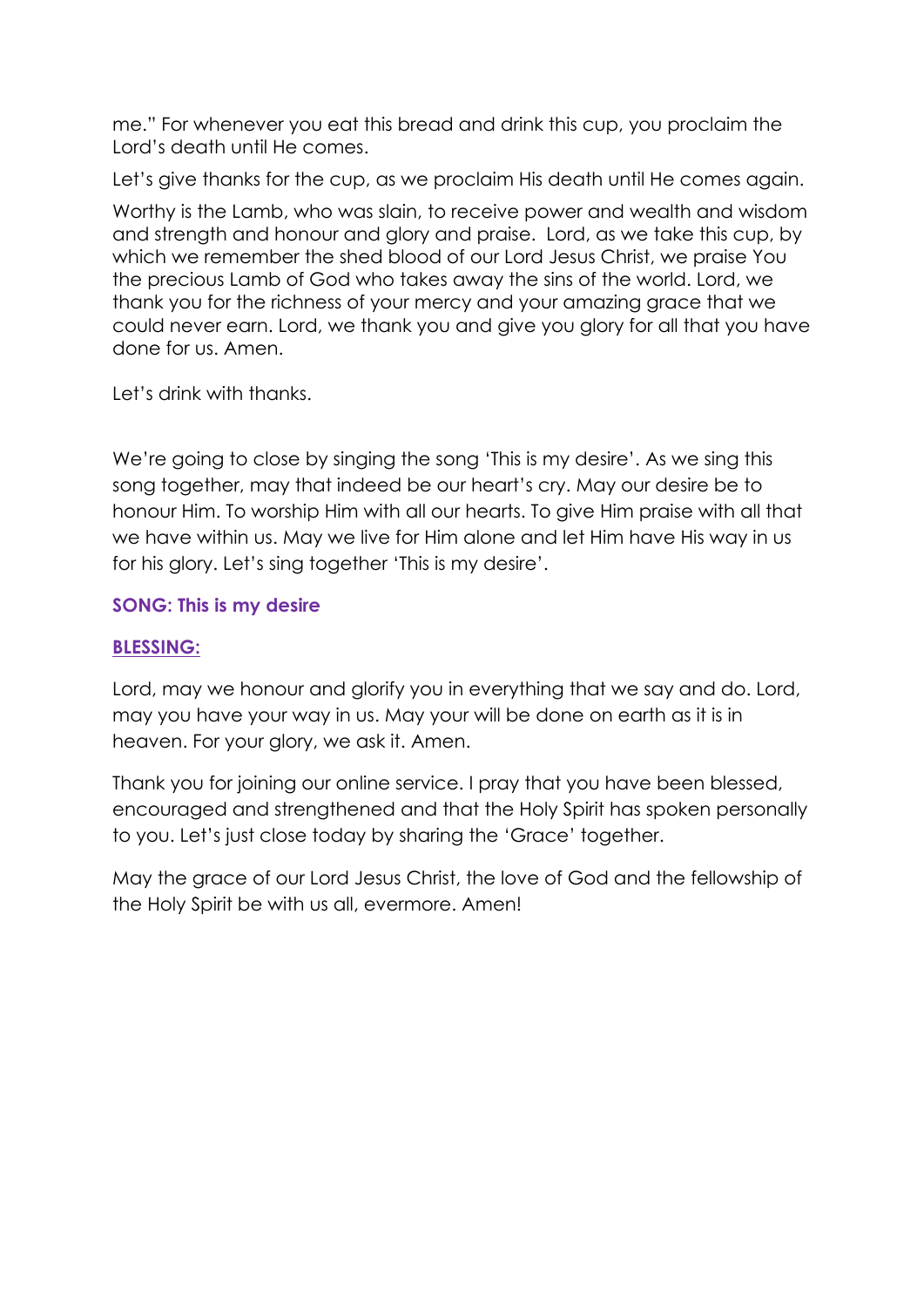me." For whenever you eat this bread and drink this cup, you proclaim the Lord's death until He comes.

Let's give thanks for the cup, as we proclaim His death until He comes again.

Worthy is the Lamb, who was slain, to receive power and wealth and wisdom and strength and honour and glory and praise. Lord, as we take this cup, by which we remember the shed blood of our Lord Jesus Christ, we praise You the precious Lamb of God who takes away the sins of the world. Lord, we thank you for the richness of your mercy and your amazing grace that we could never earn. Lord, we thank you and give you glory for all that you have done for us. Amen.

Let's drink with thanks.

We're going to close by singing the song 'This is my desire'. As we sing this song together, may that indeed be our heart's cry. May our desire be to honour Him. To worship Him with all our hearts. To give Him praise with all that we have within us. May we live for Him alone and let Him have His way in us for his glory. Let's sing together 'This is my desire'.

**SONG: This is my desire**

**BLESSING:**

Lord, may we honour and glorify you in everything that we say and do. Lord, may you have your way in us. May your will be done on earth as it is in heaven. For your glory, we ask it. Amen.

Thank you for joining our online service. I pray that you have been blessed, encouraged and strengthened and that the Holy Spirit has spoken personally to you. Let's just close today by sharing the 'Grace' together.

May the grace of our Lord Jesus Christ, the love of God and the fellowship of the Holy Spirit be with us all, evermore. Amen!